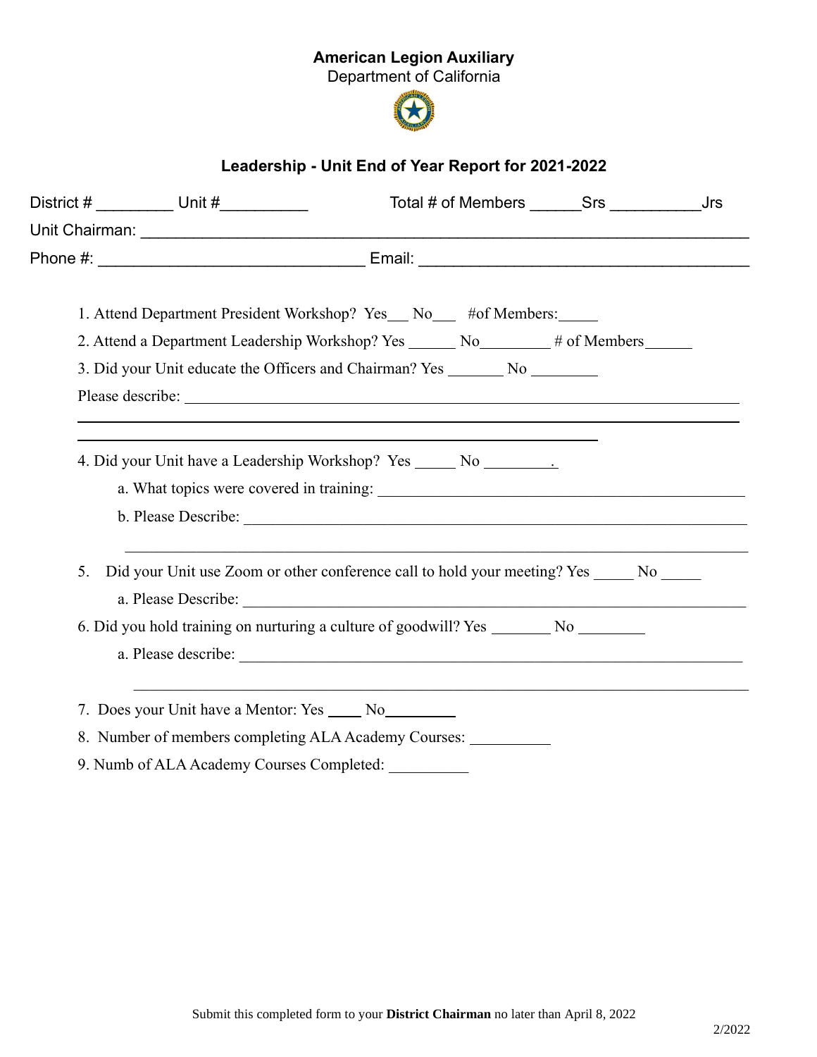**American Legion Auxiliary**
Department of California

## Leadership - Unit End of Year Report for 2021-2022

District # _________ Unit #__________ Total # of Members ______Srs __________Jrs

Unit Chairman: ______________________________________________________________________

Phone #: ______________________________ Email: _____________________________________

1. Attend Department President Workshop? Yes___ No___ #of Members:_____
2. Attend a Department Leadership Workshop? Yes ______ No_________ # of Members______
3. Did your Unit educate the Officers and Chairman? Yes _______ No ________

   Please describe: ____________________________________________________________________

   ________________________________________________________________________________

   ________________________________________________________________

4. Did your Unit have a Leadership Workshop? Yes _____ No ________.
   a. What topics were covered in training: ________________________________________________
   b. Please Describe: ________________________________________________________________

   ________________________________________________________________________________

5. Did your Unit use Zoom or other conference call to hold your meeting? Yes _____ No _____
   a. Please Describe: ________________________________________________________________
6. Did you hold training on nurturing a culture of goodwill? Yes _______ No ________
   a. Please describe: ________________________________________________________________

   ________________________________________________________________________________

7. Does your Unit have a Mentor: Yes ____ No_________
8. Number of members completing ALA Academy Courses: __________
9. Numb of ALA Academy Courses Completed: __________

Submit this completed form to your **District Chairman** no later than April 8, 2022

2/2022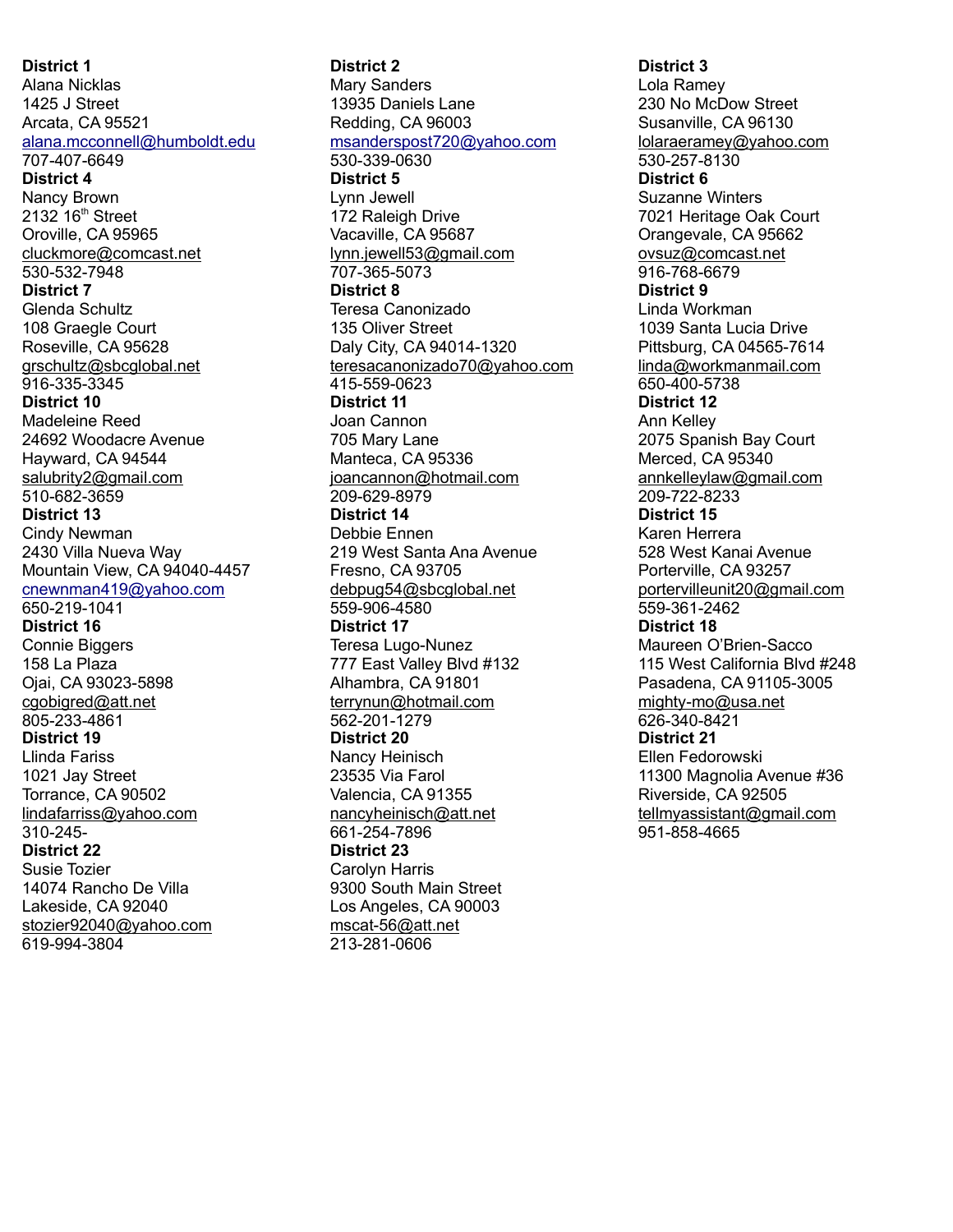**District 1**
Alana Nicklas
1425 J Street
Arcata, CA 95521
alana.mcconnell@humboldt.edu
707-407-6649

**District 2**
Mary Sanders
13935 Daniels Lane
Redding, CA 96003
msanderspost720@yahoo.com
530-339-0630

**District 3**
Lola Ramey
230 No McDow Street
Susanville, CA 96130
lolaraeramey@yahoo.com
530-257-8130

**District 4**
Nancy Brown
2132 16th Street
Oroville, CA 95965
cluckmore@comcast.net
530-532-7948

**District 5**
Lynn Jewell
172 Raleigh Drive
Vacaville, CA 95687
lynn.jewell53@gmail.com
707-365-5073

**District 6**
Suzanne Winters
7021 Heritage Oak Court
Orangevale, CA 95662
ovsuz@comcast.net
916-768-6679

**District 7**
Glenda Schultz
108 Graegle Court
Roseville, CA 95628
grschultz@sbcglobal.net
916-335-3345

**District 8**
Teresa Canonizado
135 Oliver Street
Daly City, CA 94014-1320
teresacanonizado70@yahoo.com
415-559-0623

**District 9**
Linda Workman
1039 Santa Lucia Drive
Pittsburg, CA 04565-7614
linda@workmanmail.com
650-400-5738

**District 10**
Madeleine Reed
24692 Woodacre Avenue
Hayward, CA 94544
salubrity2@gmail.com
510-682-3659

**District 11**
Joan Cannon
705 Mary Lane
Manteca, CA 95336
joancannon@hotmail.com
209-629-8979

**District 12**
Ann Kelley
2075 Spanish Bay Court
Merced, CA 95340
annkelleylaw@gmail.com
209-722-8233

**District 13**
Cindy Newman
2430 Villa Nueva Way
Mountain View, CA 94040-4457
cnewnman419@yahoo.com
650-219-1041

**District 14**
Debbie Ennen
219 West Santa Ana Avenue
Fresno, CA 93705
debpug54@sbcglobal.net
559-906-4580

**District 15**
Karen Herrera
528 West Kanai Avenue
Porterville, CA 93257
portervilleunit20@gmail.com
559-361-2462

**District 16**
Connie Biggers
158 La Plaza
Ojai, CA 93023-5898
cgobigred@att.net
805-233-4861

**District 17**
Teresa Lugo-Nunez
777 East Valley Blvd #132
Alhambra, CA 91801
terrynun@hotmail.com
562-201-1279

**District 18**
Maureen O'Brien-Sacco
115 West California Blvd #248
Pasadena, CA 91105-3005
mighty-mo@usa.net
626-340-8421

**District 19**
Llinda Fariss
1021 Jay Street
Torrance, CA 90502
lindafarriss@yahoo.com
310-245-

**District 20**
Nancy Heinisch
23535 Via Farol
Valencia, CA 91355
nancyheinisch@att.net
661-254-7896

**District 21**
Ellen Fedorowski
11300 Magnolia Avenue #36
Riverside, CA 92505
tellmyassistant@gmail.com
951-858-4665

**District 22**
Susie Tozier
14074 Rancho De Villa
Lakeside, CA 92040
stozier92040@yahoo.com
619-994-3804

**District 23**
Carolyn Harris
9300 South Main Street
Los Angeles, CA 90003
mscat-56@att.net
213-281-0606